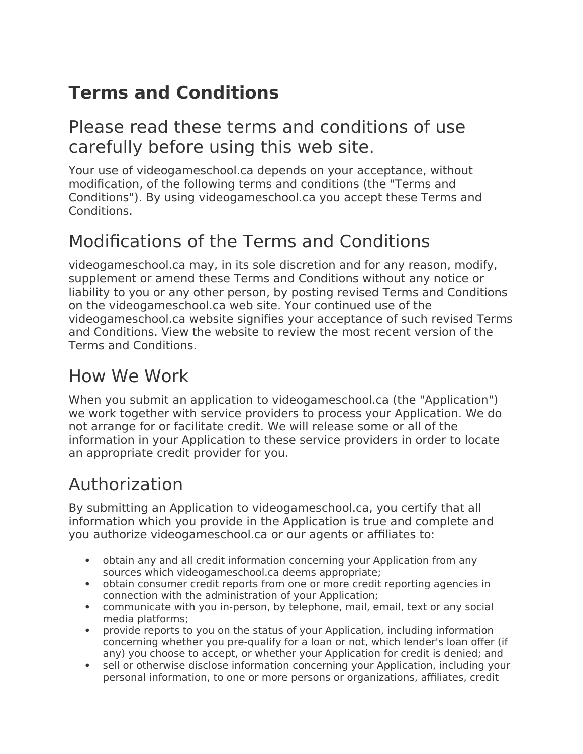# Terms and Conditions

## Please read these terms and conditions of use carefully before using this web site.

Your use of videogameschool.ca depends on your acceptance, without modification, of the following terms and conditions (the "Terms and Conditions"). By using videogameschool.ca you accept these Terms and Conditions.

## Modifications of the Terms and Conditions

videogameschool.ca may, in its sole discretion and for any reason, modify, supplement or amend these Terms and Conditions without any notice or liability to you or any other person, by posting revised Terms and Conditions on the videogameschool.ca web site. Your continued use of the videogameschool.ca website signifies your acceptance of such revised Terms and Conditions. View the website to review the most recent version of the Terms and Conditions.

## How We Work

When you submit an application to videogameschool.ca (the "Application") we work together with service providers to process your Application. We do not arrange for or facilitate credit. We will release some or all of the information in your Application to these service providers in order to locate an appropriate credit provider for you.

## Authorization

By submitting an Application to videogameschool.ca, you certify that all information which you provide in the Application is true and complete and you authorize videogameschool.ca or our agents or affiliates to:

- obtain any and all credit information concerning your Application from any sources which videogameschool.ca deems appropriate;
- obtain consumer credit reports from one or more credit reporting agencies in connection with the administration of your Application;
- communicate with you in-person, by telephone, mail, email, text or any social media platforms;
- provide reports to you on the status of your Application, including information concerning whether you pre-qualify for a loan or not, which lender's loan offer (if any) you choose to accept, or whether your Application for credit is denied; and
- sell or otherwise disclose information concerning your Application, including your personal information, to one or more persons or organizations, affiliates, credit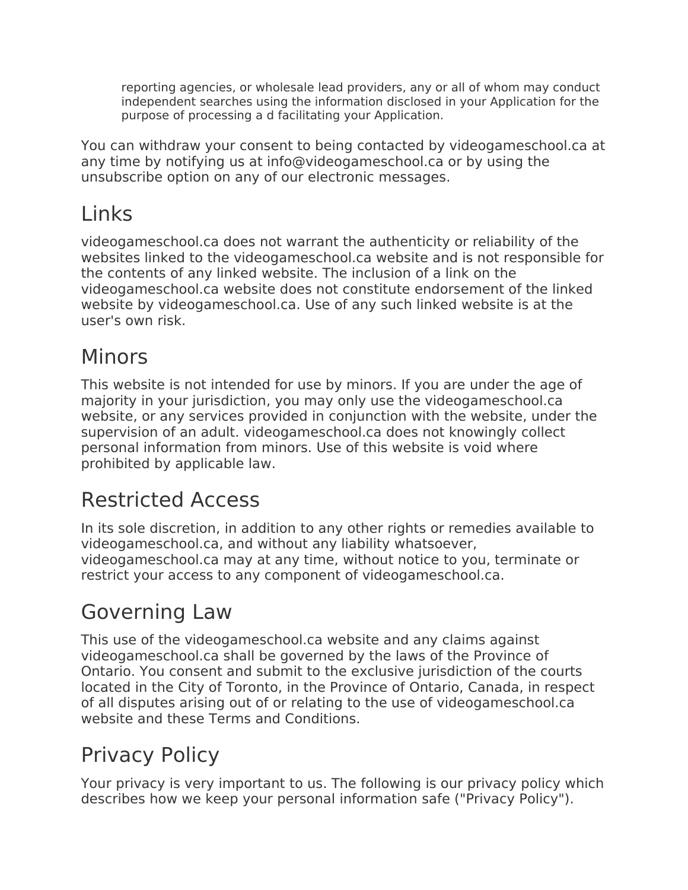reporting agencies, or wholesale lead providers, any or all of whom may conduct independent searches using the information disclosed in your Application for the purpose of processing a d facilitating your Application.

You can withdraw your consent to being contacted by videogameschool.ca at any time by notifying us at info@videogameschool.ca or by using the unsubscribe option on any of our electronic messages.

## Links

videogameschool.ca does not warrant the authenticity or reliability of the websites linked to the videogameschool.ca website and is not responsible for the contents of any linked website. The inclusion of a link on the videogameschool.ca website does not constitute endorsement of the linked website by videogameschool.ca. Use of any such linked website is at the user's own risk.

## Minors

This website is not intended for use by minors. If you are under the age of majority in your jurisdiction, you may only use the videogameschool.ca website, or any services provided in conjunction with the website, under the supervision of an adult. videogameschool.ca does not knowingly collect personal information from minors. Use of this website is void where prohibited by applicable law.

## Restricted Access

In its sole discretion, in addition to any other rights or remedies available to videogameschool.ca, and without any liability whatsoever, videogameschool.ca may at any time, without notice to you, terminate or restrict your access to any component of videogameschool.ca.

## Governing Law

This use of the videogameschool.ca website and any claims against videogameschool.ca shall be governed by the laws of the Province of Ontario. You consent and submit to the exclusive jurisdiction of the courts located in the City of Toronto, in the Province of Ontario, Canada, in respect of all disputes arising out of or relating to the use of videogameschool.ca website and these Terms and Conditions.

## Privacy Policy

Your privacy is very important to us. The following is our privacy policy which describes how we keep your personal information safe ("Privacy Policy").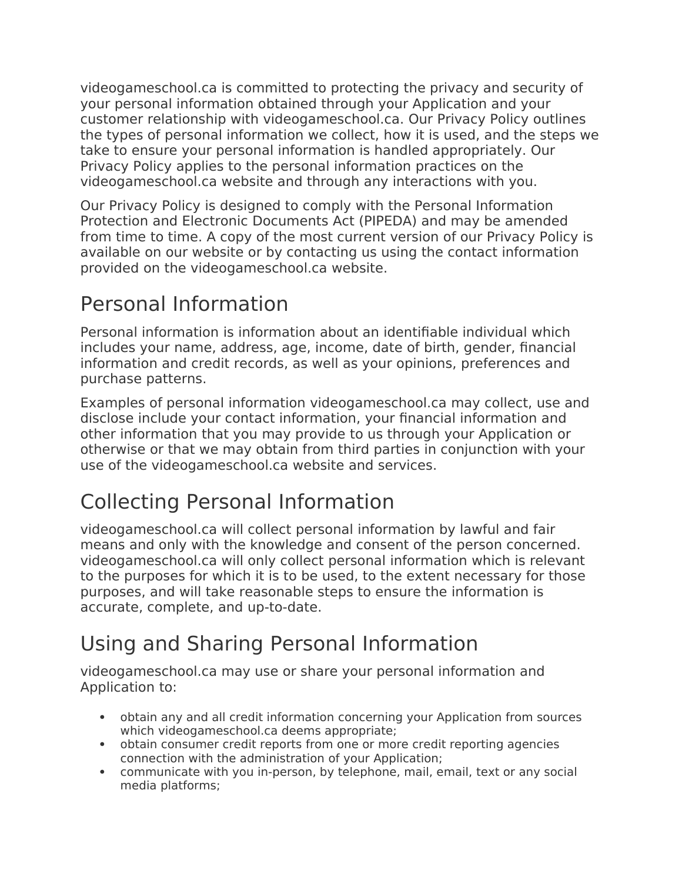videogameschool.ca is committed to protecting the privacy and security of your personal information obtained through your Application and your customer relationship with videogameschool.ca. Our Privacy Policy outlines the types of personal information we collect, how it is used, and the steps we take to ensure your personal information is handled appropriately. Our Privacy Policy applies to the personal information practices on the videogameschool.ca website and through any interactions with you.

Our Privacy Policy is designed to comply with the Personal Information Protection and Electronic Documents Act (PIPEDA) and may be amended from time to time. A copy of the most current version of our Privacy Policy is available on our website or by contacting us using the contact information provided on the videogameschool.ca website.

## Personal Information

Personal information is information about an identifiable individual which includes your name, address, age, income, date of birth, gender, financial information and credit records, as well as your opinions, preferences and purchase patterns.

Examples of personal information videogameschool.ca may collect, use and disclose include your contact information, your financial information and other information that you may provide to us through your Application or otherwise or that we may obtain from third parties in conjunction with your use of the videogameschool.ca website and services.

## Collecting Personal Information

videogameschool.ca will collect personal information by lawful and fair means and only with the knowledge and consent of the person concerned. videogameschool.ca will only collect personal information which is relevant to the purposes for which it is to be used, to the extent necessary for those purposes, and will take reasonable steps to ensure the information is accurate, complete, and up-to-date.

## Using and Sharing Personal Information

videogameschool.ca may use or share your personal information and Application to:

- obtain any and all credit information concerning your Application from sources which videogameschool.ca deems appropriate;
- obtain consumer credit reports from one or more credit reporting agencies connection with the administration of your Application;
- communicate with you in-person, by telephone, mail, email, text or any social media platforms;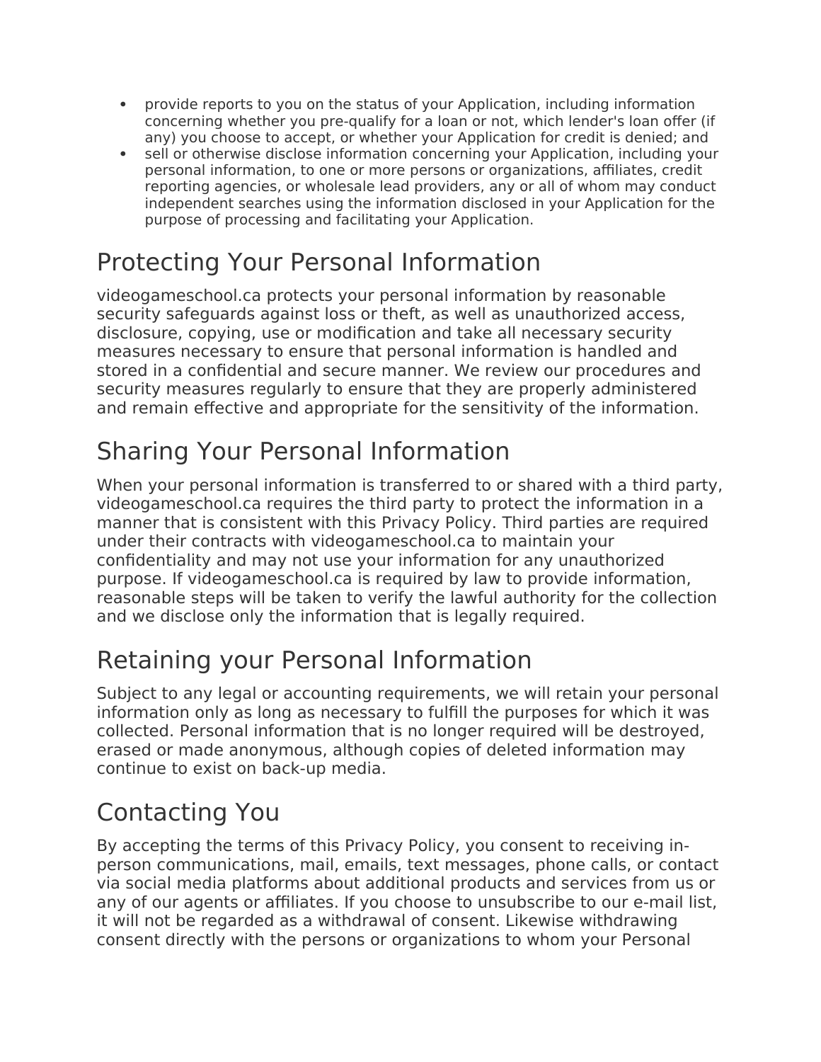- provide reports to you on the status of your Application, including information concerning whether you pre-qualify for a loan or not, which lender's loan offer (if any) you choose to accept, or whether your Application for credit is denied; and
- sell or otherwise disclose information concerning your Application, including your personal information, to one or more persons or organizations, affiliates, credit reporting agencies, or wholesale lead providers, any or all of whom may conduct independent searches using the information disclosed in your Application for the purpose of processing and facilitating your Application.

## Protecting Your Personal Information

videogameschool.ca protects your personal information by reasonable security safeguards against loss or theft, as well as unauthorized access, disclosure, copying, use or modification and take all necessary security measures necessary to ensure that personal information is handled and stored in a confidential and secure manner. We review our procedures and security measures regularly to ensure that they are properly administered and remain effective and appropriate for the sensitivity of the information.

## Sharing Your Personal Information

When your personal information is transferred to or shared with a third party, videogameschool.ca requires the third party to protect the information in a manner that is consistent with this Privacy Policy. Third parties are required under their contracts with videogameschool.ca to maintain your confidentiality and may not use your information for any unauthorized purpose. If videogameschool.ca is required by law to provide information, reasonable steps will be taken to verify the lawful authority for the collection and we disclose only the information that is legally required.

## Retaining your Personal Information

Subject to any legal or accounting requirements, we will retain your personal information only as long as necessary to fulfill the purposes for which it was collected. Personal information that is no longer required will be destroyed, erased or made anonymous, although copies of deleted information may continue to exist on back-up media.

## Contacting You

By accepting the terms of this Privacy Policy, you consent to receiving in-person communications, mail, emails, text messages, phone calls, or contact via social media platforms about additional products and services from us or any of our agents or affiliates. If you choose to unsubscribe to our e-mail list, it will not be regarded as a withdrawal of consent. Likewise withdrawing consent directly with the persons or organizations to whom your Personal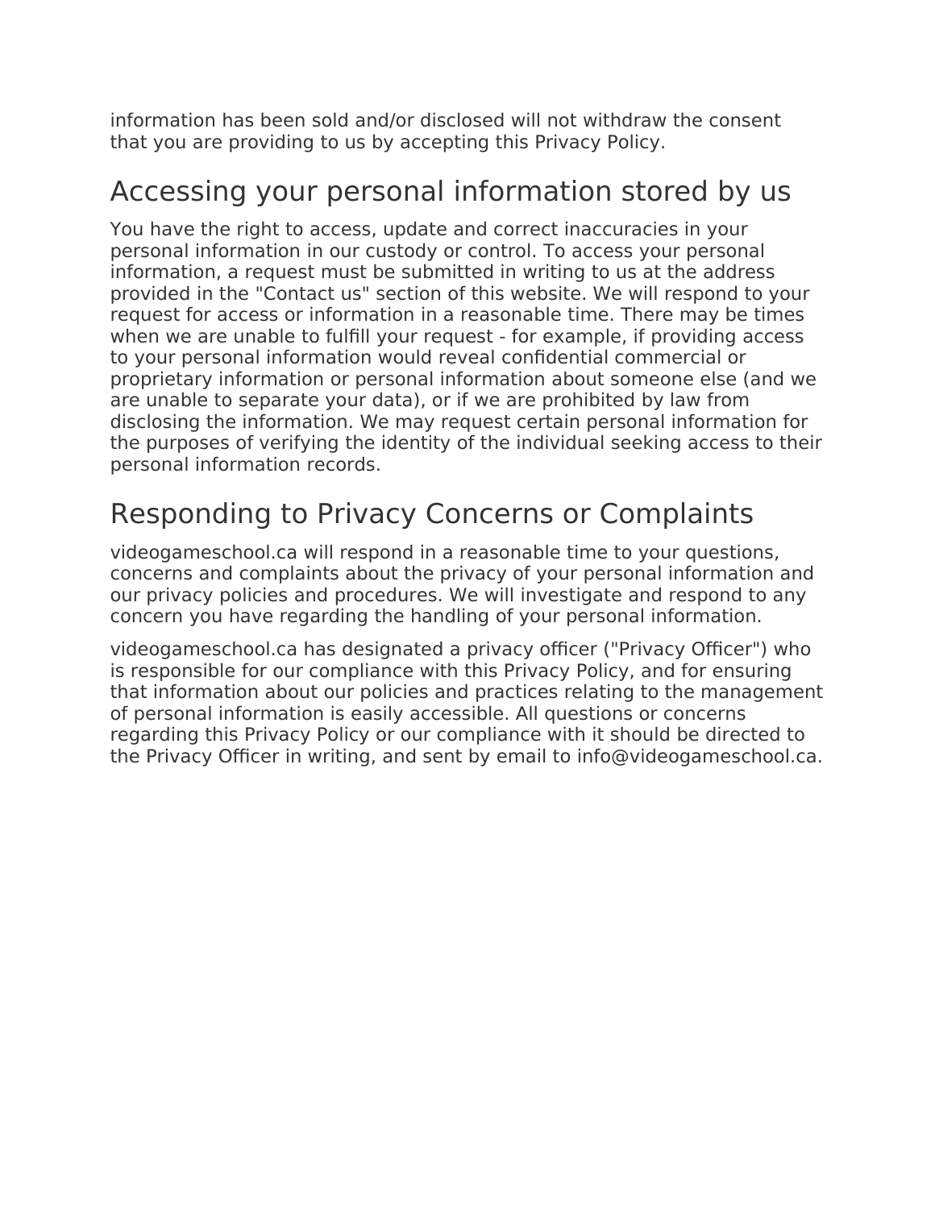information has been sold and/or disclosed will not withdraw the consent that you are providing to us by accepting this Privacy Policy.

## Accessing your personal information stored by us

You have the right to access, update and correct inaccuracies in your personal information in our custody or control. To access your personal information, a request must be submitted in writing to us at the address provided in the "Contact us" section of this website. We will respond to your request for access or information in a reasonable time. There may be times when we are unable to fulfill your request - for example, if providing access to your personal information would reveal confidential commercial or proprietary information or personal information about someone else (and we are unable to separate your data), or if we are prohibited by law from disclosing the information. We may request certain personal information for the purposes of verifying the identity of the individual seeking access to their personal information records.

## Responding to Privacy Concerns or Complaints

videogameschool.ca will respond in a reasonable time to your questions, concerns and complaints about the privacy of your personal information and our privacy policies and procedures. We will investigate and respond to any concern you have regarding the handling of your personal information.

videogameschool.ca has designated a privacy officer ("Privacy Officer") who is responsible for our compliance with this Privacy Policy, and for ensuring that information about our policies and practices relating to the management of personal information is easily accessible. All questions or concerns regarding this Privacy Policy or our compliance with it should be directed to the Privacy Officer in writing, and sent by email to info@videogameschool.ca.